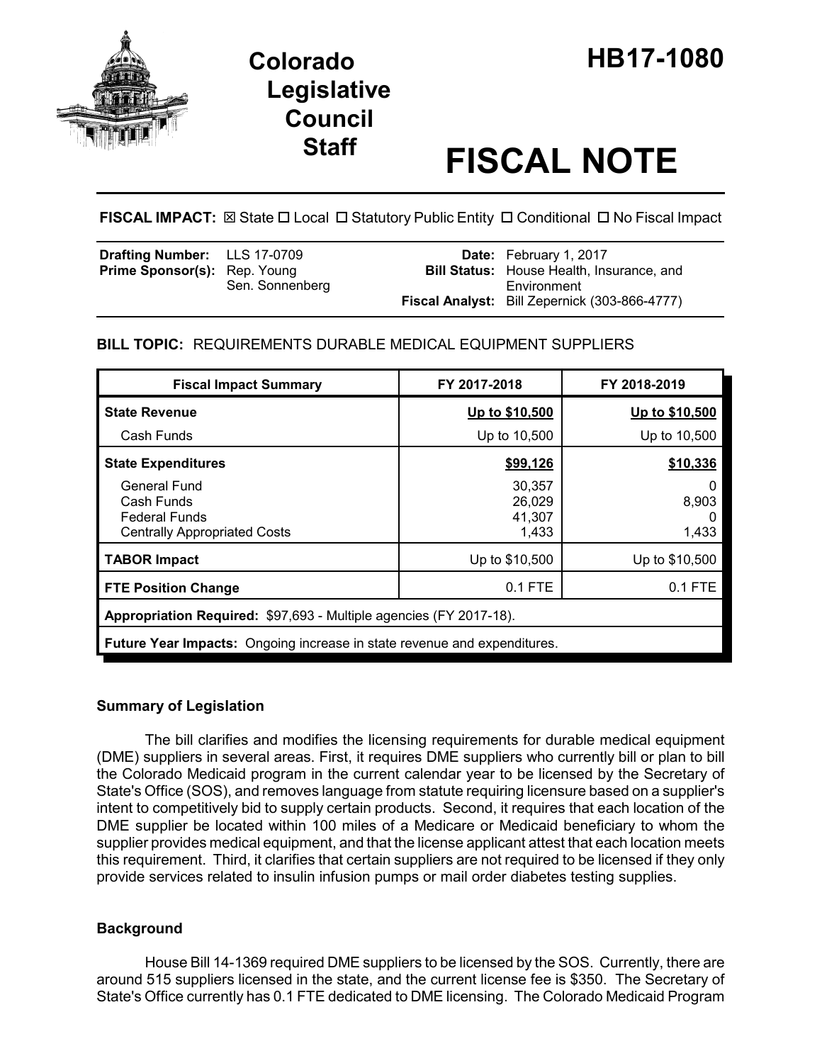# Colorado Legislative Council Staff

# HB17-1080

# FISCAL NOTE

**FISCAL IMPACT:** ☒ State ☐ Local ☐ Statutory Public Entity ☐ Conditional ☐ No Fiscal Impact

| | | | |
|---|---|---|---|
| **Drafting Number:** | LLS 17-0709 | **Date:** | February 1, 2017 |
| **Prime Sponsor(s):** | Rep. Young<br>Sen. Sonnenberg | **Bill Status:** | House Health, Insurance, and Environment |
| | | **Fiscal Analyst:** | Bill Zepernick (303-866-4777) |

**BILL TOPIC:** REQUIREMENTS DURABLE MEDICAL EQUIPMENT SUPPLIERS

| Fiscal Impact Summary | FY 2017-2018 | FY 2018-2019 |
|---|---|---|
| **State Revenue** | **Up to $10,500** | **Up to $10,500** |
| Cash Funds | Up to 10,500 | Up to 10,500 |
| **State Expenditures** | **$99,126** | **$10,336** |
| General Fund | 30,357 | 0 |
| Cash Funds | 26,029 | 8,903 |
| Federal Funds | 41,307 | 0 |
| Centrally Appropriated Costs | 1,433 | 1,433 |
| **TABOR Impact** | Up to $10,500 | Up to $10,500 |
| **FTE Position Change** | 0.1 FTE | 0.1 FTE |
| **Appropriation Required:** $97,693 - Multiple agencies (FY 2017-18). | | |
| **Future Year Impacts:** Ongoing increase in state revenue and expenditures. | | |

## Summary of Legislation

The bill clarifies and modifies the licensing requirements for durable medical equipment (DME) suppliers in several areas. First, it requires DME suppliers who currently bill or plan to bill the Colorado Medicaid program in the current calendar year to be licensed by the Secretary of State's Office (SOS), and removes language from statute requiring licensure based on a supplier's intent to competitively bid to supply certain products. Second, it requires that each location of the DME supplier be located within 100 miles of a Medicare or Medicaid beneficiary to whom the supplier provides medical equipment, and that the license applicant attest that each location meets this requirement. Third, it clarifies that certain suppliers are not required to be licensed if they only provide services related to insulin infusion pumps or mail order diabetes testing supplies.

## Background

House Bill 14-1369 required DME suppliers to be licensed by the SOS. Currently, there are around 515 suppliers licensed in the state, and the current license fee is $350. The Secretary of State's Office currently has 0.1 FTE dedicated to DME licensing. The Colorado Medicaid Program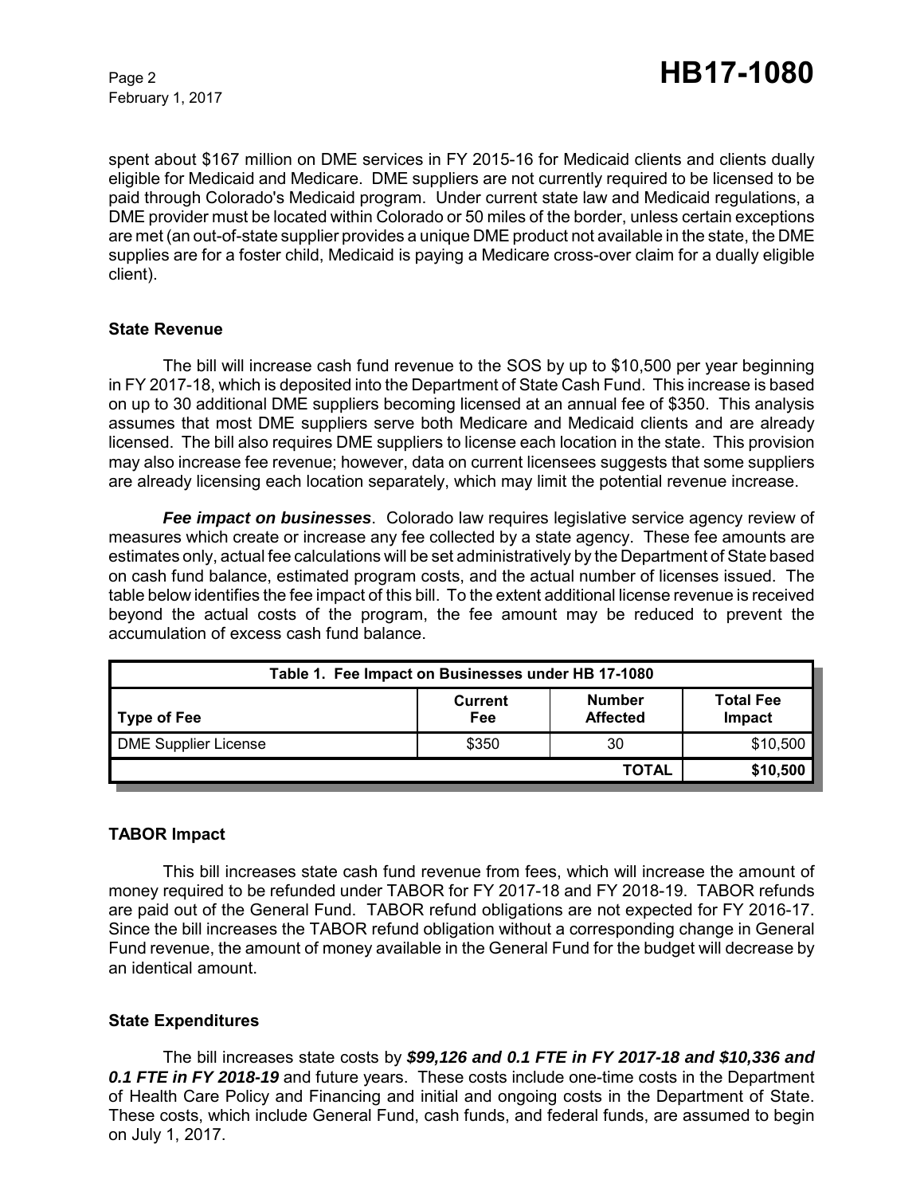spent about $167 million on DME services in FY 2015-16 for Medicaid clients and clients dually eligible for Medicaid and Medicare. DME suppliers are not currently required to be licensed to be paid through Colorado's Medicaid program. Under current state law and Medicaid regulations, a DME provider must be located within Colorado or 50 miles of the border, unless certain exceptions are met (an out-of-state supplier provides a unique DME product not available in the state, the DME supplies are for a foster child, Medicaid is paying a Medicare cross-over claim for a dually eligible client).

### State Revenue

The bill will increase cash fund revenue to the SOS by up to $10,500 per year beginning in FY 2017-18, which is deposited into the Department of State Cash Fund. This increase is based on up to 30 additional DME suppliers becoming licensed at an annual fee of $350. This analysis assumes that most DME suppliers serve both Medicare and Medicaid clients and are already licensed. The bill also requires DME suppliers to license each location in the state. This provision may also increase fee revenue; however, data on current licensees suggests that some suppliers are already licensing each location separately, which may limit the potential revenue increase.

***Fee impact on businesses***. Colorado law requires legislative service agency review of measures which create or increase any fee collected by a state agency. These fee amounts are estimates only, actual fee calculations will be set administratively by the Department of State based on cash fund balance, estimated program costs, and the actual number of licenses issued. The table below identifies the fee impact of this bill. To the extent additional license revenue is received beyond the actual costs of the program, the fee amount may be reduced to prevent the accumulation of excess cash fund balance.

| Table 1. Fee Impact on Businesses under HB 17-1080 | | | |
|---|---|---|---|
| **Type of Fee** | **Current Fee** | **Number Affected** | **Total Fee Impact** |
| DME Supplier License | $350 | 30 | $10,500 |
| | | **TOTAL** | **$10,500** |

### TABOR Impact

This bill increases state cash fund revenue from fees, which will increase the amount of money required to be refunded under TABOR for FY 2017-18 and FY 2018-19. TABOR refunds are paid out of the General Fund. TABOR refund obligations are not expected for FY 2016-17. Since the bill increases the TABOR refund obligation without a corresponding change in General Fund revenue, the amount of money available in the General Fund for the budget will decrease by an identical amount.

### State Expenditures

The bill increases state costs by ***$99,126 and 0.1 FTE in FY 2017-18 and $10,336 and 0.1 FTE in FY 2018-19*** and future years. These costs include one-time costs in the Department of Health Care Policy and Financing and initial and ongoing costs in the Department of State. These costs, which include General Fund, cash funds, and federal funds, are assumed to begin on July 1, 2017.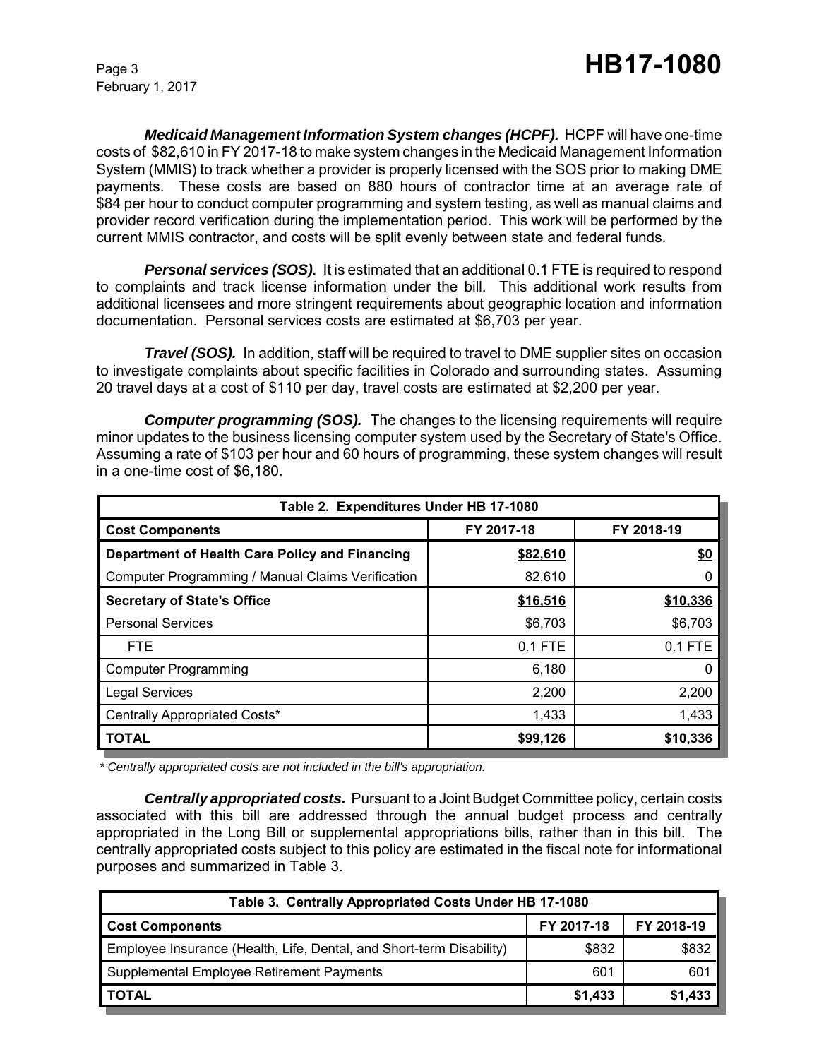***Medicaid Management Information System changes (HCPF).*** HCPF will have one-time costs of $82,610 in FY 2017-18 to make system changes in the Medicaid Management Information System (MMIS) to track whether a provider is properly licensed with the SOS prior to making DME payments. These costs are based on 880 hours of contractor time at an average rate of $84 per hour to conduct computer programming and system testing, as well as manual claims and provider record verification during the implementation period. This work will be performed by the current MMIS contractor, and costs will be split evenly between state and federal funds.

***Personal services (SOS).*** It is estimated that an additional 0.1 FTE is required to respond to complaints and track license information under the bill. This additional work results from additional licensees and more stringent requirements about geographic location and information documentation. Personal services costs are estimated at $6,703 per year.

***Travel (SOS).*** In addition, staff will be required to travel to DME supplier sites on occasion to investigate complaints about specific facilities in Colorado and surrounding states. Assuming 20 travel days at a cost of $110 per day, travel costs are estimated at $2,200 per year.

***Computer programming (SOS).*** The changes to the licensing requirements will require minor updates to the business licensing computer system used by the Secretary of State's Office. Assuming a rate of $103 per hour and 60 hours of programming, these system changes will result in a one-time cost of $6,180.

| Table 2. Expenditures Under HB 17-1080 | | |
|---|---|---|
| **Cost Components** | **FY 2017-18** | **FY 2018-19** |
| **Department of Health Care Policy and Financing** | **$82,610** | **$0** |
| Computer Programming / Manual Claims Verification | 82,610 | 0 |
| **Secretary of State's Office** | **$16,516** | **$10,336** |
| Personal Services | $6,703 | $6,703 |
| FTE | 0.1 FTE | 0.1 FTE |
| Computer Programming | 6,180 | 0 |
| Legal Services | 2,200 | 2,200 |
| Centrally Appropriated Costs* | 1,433 | 1,433 |
| **TOTAL** | **$99,126** | **$10,336** |

*\* Centrally appropriated costs are not included in the bill's appropriation.*

***Centrally appropriated costs.*** Pursuant to a Joint Budget Committee policy, certain costs associated with this bill are addressed through the annual budget process and centrally appropriated in the Long Bill or supplemental appropriations bills, rather than in this bill. The centrally appropriated costs subject to this policy are estimated in the fiscal note for informational purposes and summarized in Table 3.

| Table 3. Centrally Appropriated Costs Under HB 17-1080 | | |
|---|---|---|
| **Cost Components** | **FY 2017-18** | **FY 2018-19** |
| Employee Insurance (Health, Life, Dental, and Short-term Disability) | $832 | $832 |
| Supplemental Employee Retirement Payments | 601 | 601 |
| **TOTAL** | **$1,433** | **$1,433** |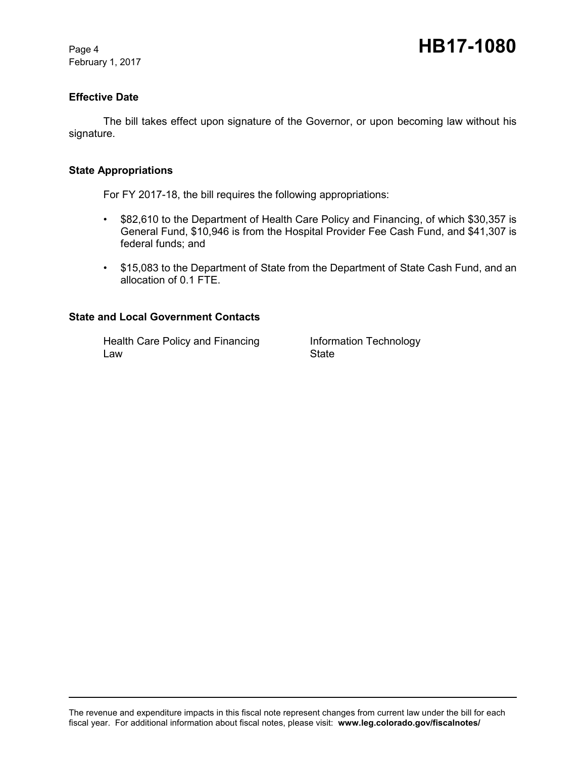**Effective Date**

The bill takes effect upon signature of the Governor, or upon becoming law without his signature.

**State Appropriations**

For FY 2017-18, the bill requires the following appropriations:

- $82,610 to the Department of Health Care Policy and Financing, of which $30,357 is General Fund, $10,946 is from the Hospital Provider Fee Cash Fund, and $41,307 is federal funds; and
- $15,083 to the Department of State from the Department of State Cash Fund, and an allocation of 0.1 FTE.

**State and Local Government Contacts**

| | |
|---|---|
| Health Care Policy and Financing | Information Technology |
| Law | State |

The revenue and expenditure impacts in this fiscal note represent changes from current law under the bill for each fiscal year. For additional information about fiscal notes, please visit: **www.leg.colorado.gov/fiscalnotes/**